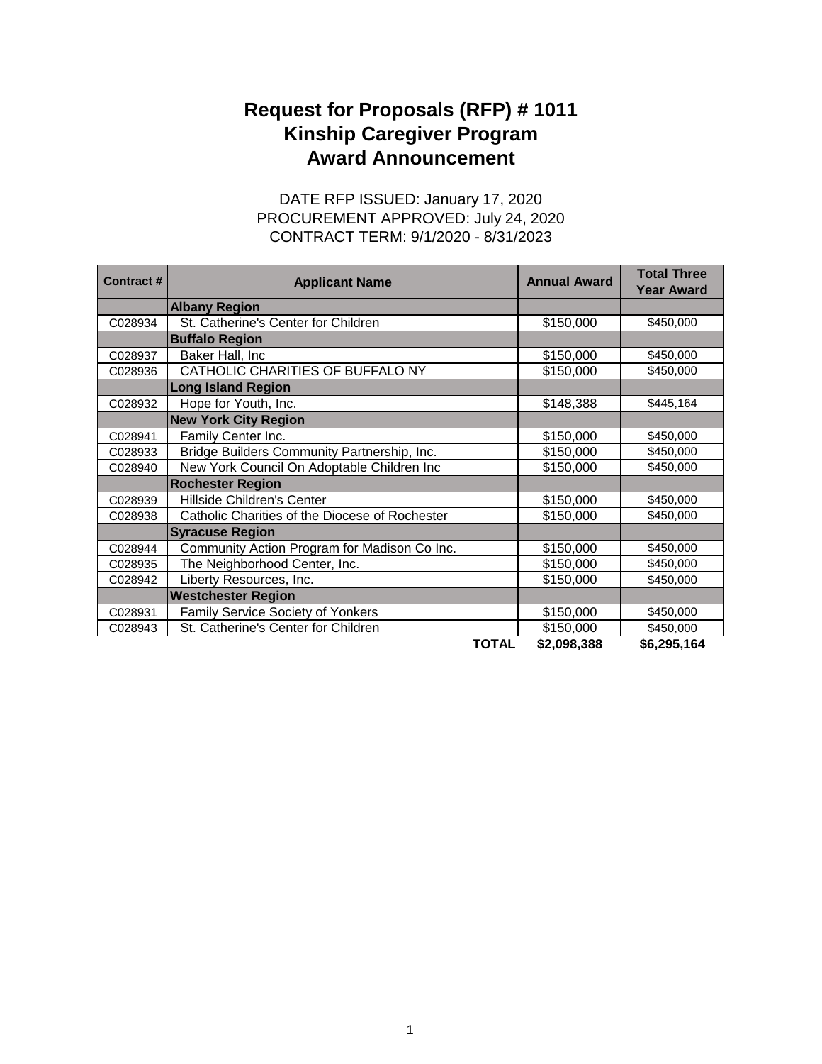# Request for Proposals (RFP) # 1011
# Kinship Caregiver Program
# Award Announcement

DATE RFP ISSUED: January 17, 2020
PROCUREMENT APPROVED: July 24, 2020
CONTRACT TERM: 9/1/2020 - 8/31/2023

| Contract # | Applicant Name | Annual Award | Total Three Year Award |
|---|---|---|---|
| | **Albany Region** | | |
| C028934 | St. Catherine's Center for Children | $150,000 | $450,000 |
| | **Buffalo Region** | | |
| C028937 | Baker Hall, Inc | $150,000 | $450,000 |
| C028936 | CATHOLIC CHARITIES OF BUFFALO NY | $150,000 | $450,000 |
| | **Long Island Region** | | |
| C028932 | Hope for Youth, Inc. | $148,388 | $445,164 |
| | **New York City Region** | | |
| C028941 | Family Center Inc. | $150,000 | $450,000 |
| C028933 | Bridge Builders Community Partnership, Inc. | $150,000 | $450,000 |
| C028940 | New York Council On Adoptable Children Inc | $150,000 | $450,000 |
| | **Rochester Region** | | |
| C028939 | Hillside Children's Center | $150,000 | $450,000 |
| C028938 | Catholic Charities of the Diocese of Rochester | $150,000 | $450,000 |
| | **Syracuse Region** | | |
| C028944 | Community Action Program for Madison Co Inc. | $150,000 | $450,000 |
| C028935 | The Neighborhood Center, Inc. | $150,000 | $450,000 |
| C028942 | Liberty Resources, Inc. | $150,000 | $450,000 |
| | **Westchester Region** | | |
| C028931 | Family Service Society of Yonkers | $150,000 | $450,000 |
| C028943 | St. Catherine's Center for Children | $150,000 | $450,000 |
| | **TOTAL** | **$2,098,388** | **$6,295,164** |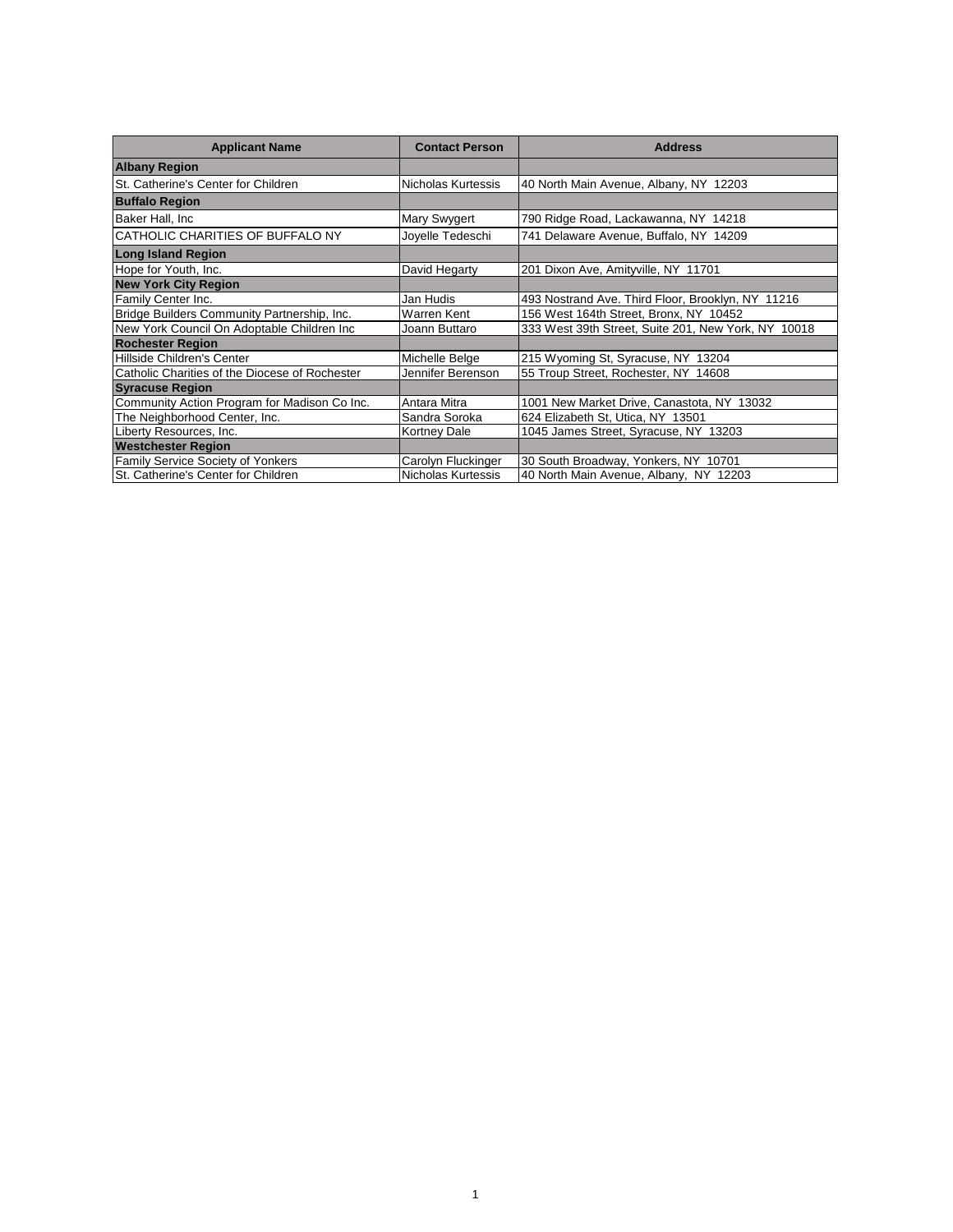| Applicant Name | Contact Person | Address |
|---|---|---|
| **Albany Region** | | |
| St. Catherine's Center for Children | Nicholas Kurtessis | 40 North Main Avenue, Albany, NY 12203 |
| **Buffalo Region** | | |
| Baker Hall, Inc | Mary Swygert | 790 Ridge Road, Lackawanna, NY 14218 |
| CATHOLIC CHARITIES OF BUFFALO NY | Joyelle Tedeschi | 741 Delaware Avenue, Buffalo, NY 14209 |
| **Long Island Region** | | |
| Hope for Youth, Inc. | David Hegarty | 201 Dixon Ave, Amityville, NY 11701 |
| **New York City Region** | | |
| Family Center Inc. | Jan Hudis | 493 Nostrand Ave. Third Floor, Brooklyn, NY 11216 |
| Bridge Builders Community Partnership, Inc. | Warren Kent | 156 West 164th Street, Bronx, NY 10452 |
| New York Council On Adoptable Children Inc | Joann Buttaro | 333 West 39th Street, Suite 201, New York, NY 10018 |
| **Rochester Region** | | |
| Hillside Children's Center | Michelle Belge | 215 Wyoming St, Syracuse, NY 13204 |
| Catholic Charities of the Diocese of Rochester | Jennifer Berenson | 55 Troup Street, Rochester, NY 14608 |
| **Syracuse Region** | | |
| Community Action Program for Madison Co Inc. | Antara Mitra | 1001 New Market Drive, Canastota, NY 13032 |
| The Neighborhood Center, Inc. | Sandra Soroka | 624 Elizabeth St, Utica, NY 13501 |
| Liberty Resources, Inc. | Kortney Dale | 1045 James Street, Syracuse, NY 13203 |
| **Westchester Region** | | |
| Family Service Society of Yonkers | Carolyn Fluckinger | 30 South Broadway, Yonkers, NY 10701 |
| St. Catherine's Center for Children | Nicholas Kurtessis | 40 North Main Avenue, Albany, NY 12203 |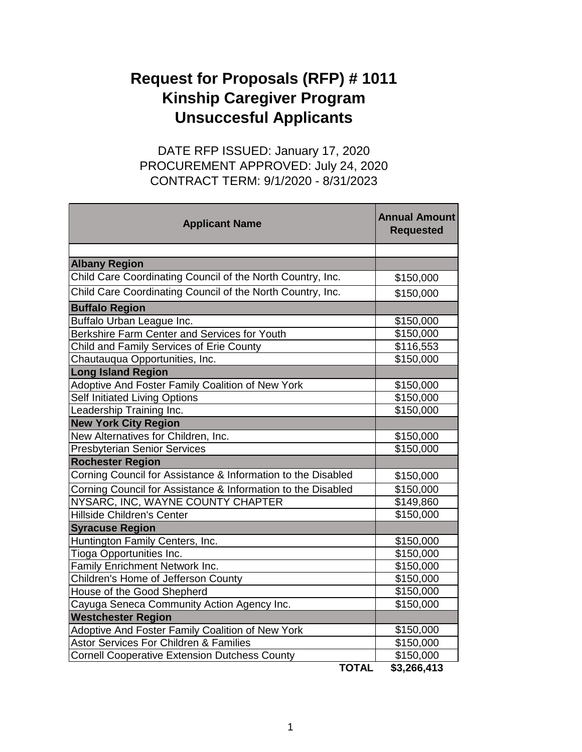# Request for Proposals (RFP) # 1011
# Kinship Caregiver Program
# Unsuccesful Applicants

DATE RFP ISSUED: January 17, 2020
PROCUREMENT APPROVED: July 24, 2020
CONTRACT TERM: 9/1/2020 - 8/31/2023

| Applicant Name | Annual Amount Requested |
|---|---|
| | |
| **Albany Region** | |
| Child Care Coordinating Council of the North Country, Inc. | $150,000 |
| Child Care Coordinating Council of the North Country, Inc. | $150,000 |
| **Buffalo Region** | |
| Buffalo Urban League Inc. | $150,000 |
| Berkshire Farm Center and Services for Youth | $150,000 |
| Child and Family Services of Erie County | $116,553 |
| Chautauqua Opportunities, Inc. | $150,000 |
| **Long Island Region** | |
| Adoptive And Foster Family Coalition of New York | $150,000 |
| Self Initiated Living Options | $150,000 |
| Leadership Training Inc. | $150,000 |
| **New York City Region** | |
| New Alternatives for Children, Inc. | $150,000 |
| Presbyterian Senior Services | $150,000 |
| **Rochester Region** | |
| Corning Council for Assistance & Information to the Disabled | $150,000 |
| Corning Council for Assistance & Information to the Disabled | $150,000 |
| NYSARC, INC, WAYNE COUNTY CHAPTER | $149,860 |
| Hillside Children's Center | $150,000 |
| **Syracuse Region** | |
| Huntington Family Centers, Inc. | $150,000 |
| Tioga Opportunities Inc. | $150,000 |
| Family Enrichment Network Inc. | $150,000 |
| Children's Home of Jefferson County | $150,000 |
| House of the Good Shepherd | $150,000 |
| Cayuga Seneca Community Action Agency Inc. | $150,000 |
| **Westchester Region** | |
| Adoptive And Foster Family Coalition of New York | $150,000 |
| Astor Services For Children & Families | $150,000 |
| Cornell Cooperative Extension Dutchess County | $150,000 |
| **TOTAL** | **$3,266,413** |